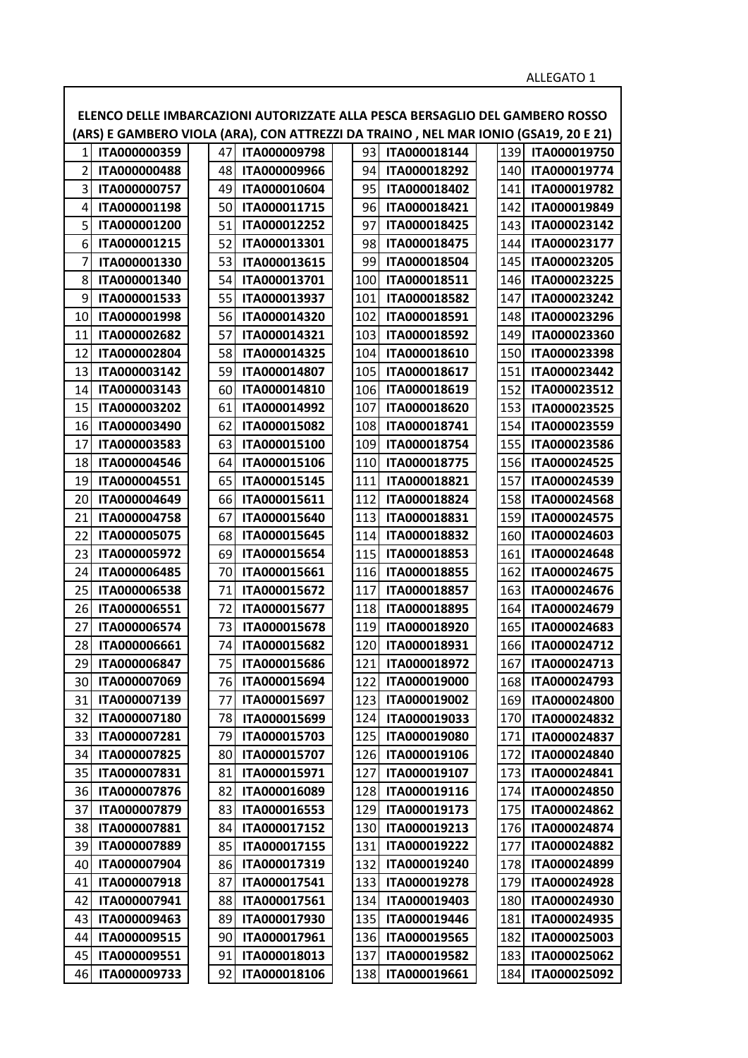ALLEGATO 1

**ELENCO DELLE IMBARCAZIONI AUTORIZZATE ALLA PESCA BERSAGLIO DEL GAMBERO ROSSO (ARS) E GAMBERO VIOLA (ARA), CON ATTREZZI DA TRAINO , NEL MAR IONIO (GSA19, 20 E 21)**

| | | | | | | | |
|---|---|---|---|---|---|---|---|
| 1 | **ITA000000359** | 47 | **ITA000009798** | 93 | **ITA000018144** | 139 | **ITA000019750** |
| 2 | **ITA000000488** | 48 | **ITA000009966** | 94 | **ITA000018292** | 140 | **ITA000019774** |
| 3 | **ITA000000757** | 49 | **ITA000010604** | 95 | **ITA000018402** | 141 | **ITA000019782** |
| 4 | **ITA000001198** | 50 | **ITA000011715** | 96 | **ITA000018421** | 142 | **ITA000019849** |
| 5 | **ITA000001200** | 51 | **ITA000012252** | 97 | **ITA000018425** | 143 | **ITA000023142** |
| 6 | **ITA000001215** | 52 | **ITA000013301** | 98 | **ITA000018475** | 144 | **ITA000023177** |
| 7 | **ITA000001330** | 53 | **ITA000013615** | 99 | **ITA000018504** | 145 | **ITA000023205** |
| 8 | **ITA000001340** | 54 | **ITA000013701** | 100 | **ITA000018511** | 146 | **ITA000023225** |
| 9 | **ITA000001533** | 55 | **ITA000013937** | 101 | **ITA000018582** | 147 | **ITA000023242** |
| 10 | **ITA000001998** | 56 | **ITA000014320** | 102 | **ITA000018591** | 148 | **ITA000023296** |
| 11 | **ITA000002682** | 57 | **ITA000014321** | 103 | **ITA000018592** | 149 | **ITA000023360** |
| 12 | **ITA000002804** | 58 | **ITA000014325** | 104 | **ITA000018610** | 150 | **ITA000023398** |
| 13 | **ITA000003142** | 59 | **ITA000014807** | 105 | **ITA000018617** | 151 | **ITA000023442** |
| 14 | **ITA000003143** | 60 | **ITA000014810** | 106 | **ITA000018619** | 152 | **ITA000023512** |
| 15 | **ITA000003202** | 61 | **ITA000014992** | 107 | **ITA000018620** | 153 | **ITA000023525** |
| 16 | **ITA000003490** | 62 | **ITA000015082** | 108 | **ITA000018741** | 154 | **ITA000023559** |
| 17 | **ITA000003583** | 63 | **ITA000015100** | 109 | **ITA000018754** | 155 | **ITA000023586** |
| 18 | **ITA000004546** | 64 | **ITA000015106** | 110 | **ITA000018775** | 156 | **ITA000024525** |
| 19 | **ITA000004551** | 65 | **ITA000015145** | 111 | **ITA000018821** | 157 | **ITA000024539** |
| 20 | **ITA000004649** | 66 | **ITA000015611** | 112 | **ITA000018824** | 158 | **ITA000024568** |
| 21 | **ITA000004758** | 67 | **ITA000015640** | 113 | **ITA000018831** | 159 | **ITA000024575** |
| 22 | **ITA000005075** | 68 | **ITA000015645** | 114 | **ITA000018832** | 160 | **ITA000024603** |
| 23 | **ITA000005972** | 69 | **ITA000015654** | 115 | **ITA000018853** | 161 | **ITA000024648** |
| 24 | **ITA000006485** | 70 | **ITA000015661** | 116 | **ITA000018855** | 162 | **ITA000024675** |
| 25 | **ITA000006538** | 71 | **ITA000015672** | 117 | **ITA000018857** | 163 | **ITA000024676** |
| 26 | **ITA000006551** | 72 | **ITA000015677** | 118 | **ITA000018895** | 164 | **ITA000024679** |
| 27 | **ITA000006574** | 73 | **ITA000015678** | 119 | **ITA000018920** | 165 | **ITA000024683** |
| 28 | **ITA000006661** | 74 | **ITA000015682** | 120 | **ITA000018931** | 166 | **ITA000024712** |
| 29 | **ITA000006847** | 75 | **ITA000015686** | 121 | **ITA000018972** | 167 | **ITA000024713** |
| 30 | **ITA000007069** | 76 | **ITA000015694** | 122 | **ITA000019000** | 168 | **ITA000024793** |
| 31 | **ITA000007139** | 77 | **ITA000015697** | 123 | **ITA000019002** | 169 | **ITA000024800** |
| 32 | **ITA000007180** | 78 | **ITA000015699** | 124 | **ITA000019033** | 170 | **ITA000024832** |
| 33 | **ITA000007281** | 79 | **ITA000015703** | 125 | **ITA000019080** | 171 | **ITA000024837** |
| 34 | **ITA000007825** | 80 | **ITA000015707** | 126 | **ITA000019106** | 172 | **ITA000024840** |
| 35 | **ITA000007831** | 81 | **ITA000015971** | 127 | **ITA000019107** | 173 | **ITA000024841** |
| 36 | **ITA000007876** | 82 | **ITA000016089** | 128 | **ITA000019116** | 174 | **ITA000024850** |
| 37 | **ITA000007879** | 83 | **ITA000016553** | 129 | **ITA000019173** | 175 | **ITA000024862** |
| 38 | **ITA000007881** | 84 | **ITA000017152** | 130 | **ITA000019213** | 176 | **ITA000024874** |
| 39 | **ITA000007889** | 85 | **ITA000017155** | 131 | **ITA000019222** | 177 | **ITA000024882** |
| 40 | **ITA000007904** | 86 | **ITA000017319** | 132 | **ITA000019240** | 178 | **ITA000024899** |
| 41 | **ITA000007918** | 87 | **ITA000017541** | 133 | **ITA000019278** | 179 | **ITA000024928** |
| 42 | **ITA000007941** | 88 | **ITA000017561** | 134 | **ITA000019403** | 180 | **ITA000024930** |
| 43 | **ITA000009463** | 89 | **ITA000017930** | 135 | **ITA000019446** | 181 | **ITA000024935** |
| 44 | **ITA000009515** | 90 | **ITA000017961** | 136 | **ITA000019565** | 182 | **ITA000025003** |
| 45 | **ITA000009551** | 91 | **ITA000018013** | 137 | **ITA000019582** | 183 | **ITA000025062** |
| 46 | **ITA000009733** | 92 | **ITA000018106** | 138 | **ITA000019661** | 184 | **ITA000025092** |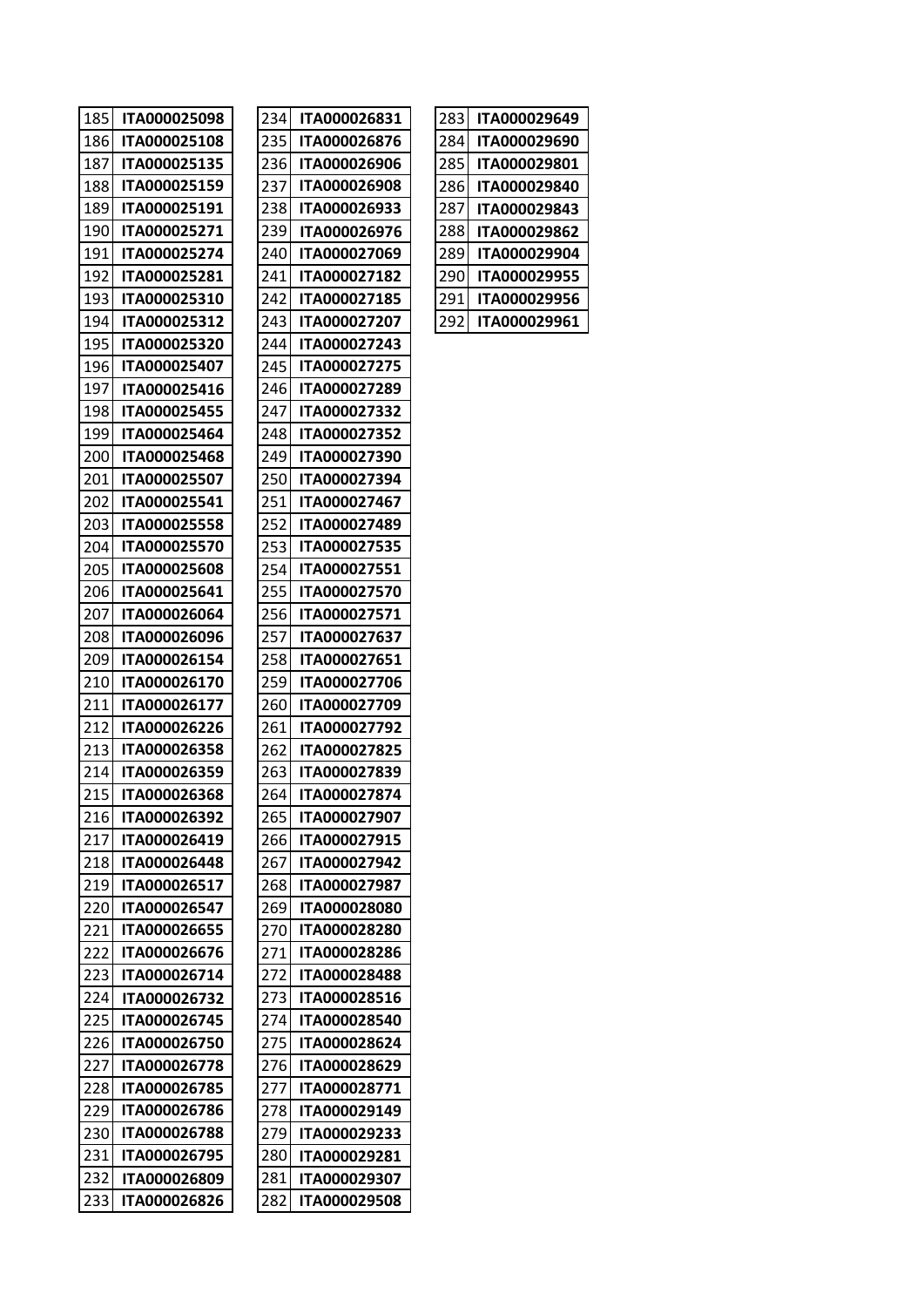| | |
|---|---|
| 185 | **ITA000025098** |
| 186 | **ITA000025108** |
| 187 | **ITA000025135** |
| 188 | **ITA000025159** |
| 189 | **ITA000025191** |
| 190 | **ITA000025271** |
| 191 | **ITA000025274** |
| 192 | **ITA000025281** |
| 193 | **ITA000025310** |
| 194 | **ITA000025312** |
| 195 | **ITA000025320** |
| 196 | **ITA000025407** |
| 197 | **ITA000025416** |
| 198 | **ITA000025455** |
| 199 | **ITA000025464** |
| 200 | **ITA000025468** |
| 201 | **ITA000025507** |
| 202 | **ITA000025541** |
| 203 | **ITA000025558** |
| 204 | **ITA000025570** |
| 205 | **ITA000025608** |
| 206 | **ITA000025641** |
| 207 | **ITA000026064** |
| 208 | **ITA000026096** |
| 209 | **ITA000026154** |
| 210 | **ITA000026170** |
| 211 | **ITA000026177** |
| 212 | **ITA000026226** |
| 213 | **ITA000026358** |
| 214 | **ITA000026359** |
| 215 | **ITA000026368** |
| 216 | **ITA000026392** |
| 217 | **ITA000026419** |
| 218 | **ITA000026448** |
| 219 | **ITA000026517** |
| 220 | **ITA000026547** |
| 221 | **ITA000026655** |
| 222 | **ITA000026676** |
| 223 | **ITA000026714** |
| 224 | **ITA000026732** |
| 225 | **ITA000026745** |
| 226 | **ITA000026750** |
| 227 | **ITA000026778** |
| 228 | **ITA000026785** |
| 229 | **ITA000026786** |
| 230 | **ITA000026788** |
| 231 | **ITA000026795** |
| 232 | **ITA000026809** |
| 233 | **ITA000026826** |
| 234 | **ITA000026831** |
| 235 | **ITA000026876** |
| 236 | **ITA000026906** |
| 237 | **ITA000026908** |
| 238 | **ITA000026933** |
| 239 | **ITA000026976** |
| 240 | **ITA000027069** |
| 241 | **ITA000027182** |
| 242 | **ITA000027185** |
| 243 | **ITA000027207** |
| 244 | **ITA000027243** |
| 245 | **ITA000027275** |
| 246 | **ITA000027289** |
| 247 | **ITA000027332** |
| 248 | **ITA000027352** |
| 249 | **ITA000027390** |
| 250 | **ITA000027394** |
| 251 | **ITA000027467** |
| 252 | **ITA000027489** |
| 253 | **ITA000027535** |
| 254 | **ITA000027551** |
| 255 | **ITA000027570** |
| 256 | **ITA000027571** |
| 257 | **ITA000027637** |
| 258 | **ITA000027651** |
| 259 | **ITA000027706** |
| 260 | **ITA000027709** |
| 261 | **ITA000027792** |
| 262 | **ITA000027825** |
| 263 | **ITA000027839** |
| 264 | **ITA000027874** |
| 265 | **ITA000027907** |
| 266 | **ITA000027915** |
| 267 | **ITA000027942** |
| 268 | **ITA000027987** |
| 269 | **ITA000028080** |
| 270 | **ITA000028280** |
| 271 | **ITA000028286** |
| 272 | **ITA000028488** |
| 273 | **ITA000028516** |
| 274 | **ITA000028540** |
| 275 | **ITA000028624** |
| 276 | **ITA000028629** |
| 277 | **ITA000028771** |
| 278 | **ITA000029149** |
| 279 | **ITA000029233** |
| 280 | **ITA000029281** |
| 281 | **ITA000029307** |
| 282 | **ITA000029508** |
| 283 | **ITA000029649** |
| 284 | **ITA000029690** |
| 285 | **ITA000029801** |
| 286 | **ITA000029840** |
| 287 | **ITA000029843** |
| 288 | **ITA000029862** |
| 289 | **ITA000029904** |
| 290 | **ITA000029955** |
| 291 | **ITA000029956** |
| 292 | **ITA000029961** |